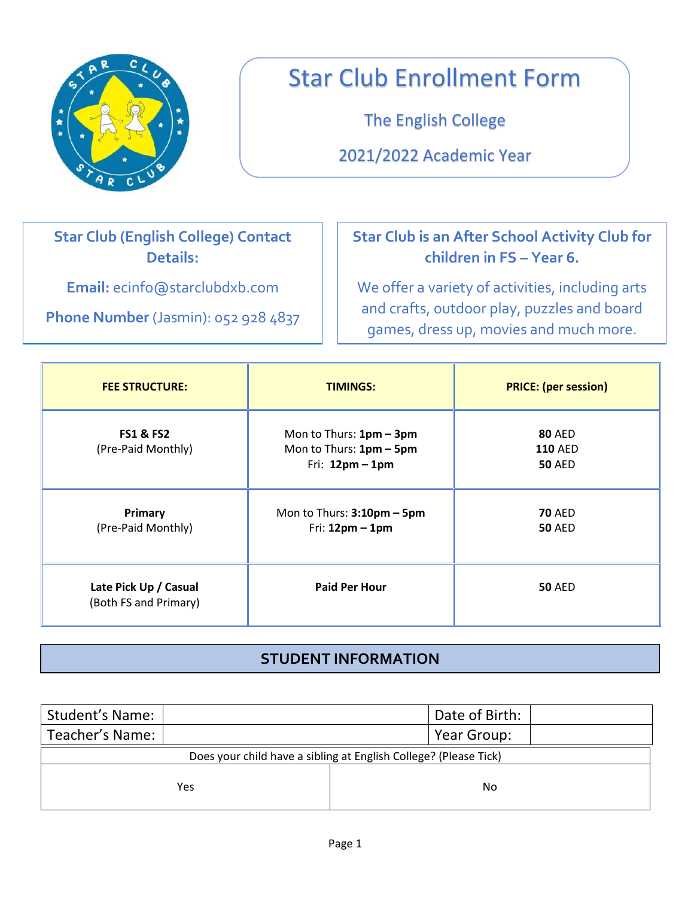# Star Club Enrollment Form

## The English College

## 2021/2022 Academic Year

**Star Club (English College) Contact Details:**

**Email:** ecinfo@starclubdxb.com

**Phone Number** (Jasmin): 052 928 4837

**Star Club is an After School Activity Club for children in FS – Year 6.**

We offer a variety of activities, including arts and crafts, outdoor play, puzzles and board games, dress up, movies and much more.

| FEE STRUCTURE: | TIMINGS: | PRICE: (per session) |
|---|---|---|
| **FS1 & FS2** (Pre-Paid Monthly) | Mon to Thurs: **1pm – 3pm**<br>Mon to Thurs: **1pm – 5pm**<br>Fri: **12pm – 1pm** | **80** AED<br>**110** AED<br>**50** AED |
| **Primary** (Pre-Paid Monthly) | Mon to Thurs: **3:10pm – 5pm**<br>Fri: **12pm – 1pm** | **70** AED<br>**50** AED |
| **Late Pick Up / Casual** (Both FS and Primary) | **Paid Per Hour** | **50** AED |

## STUDENT INFORMATION

| Student's Name: | | Date of Birth: | |
|---|---|---|---|
| Teacher's Name: | | Year Group: | |

| Does your child have a sibling at English College? (Please Tick) | |
|---|---|
| Yes | No |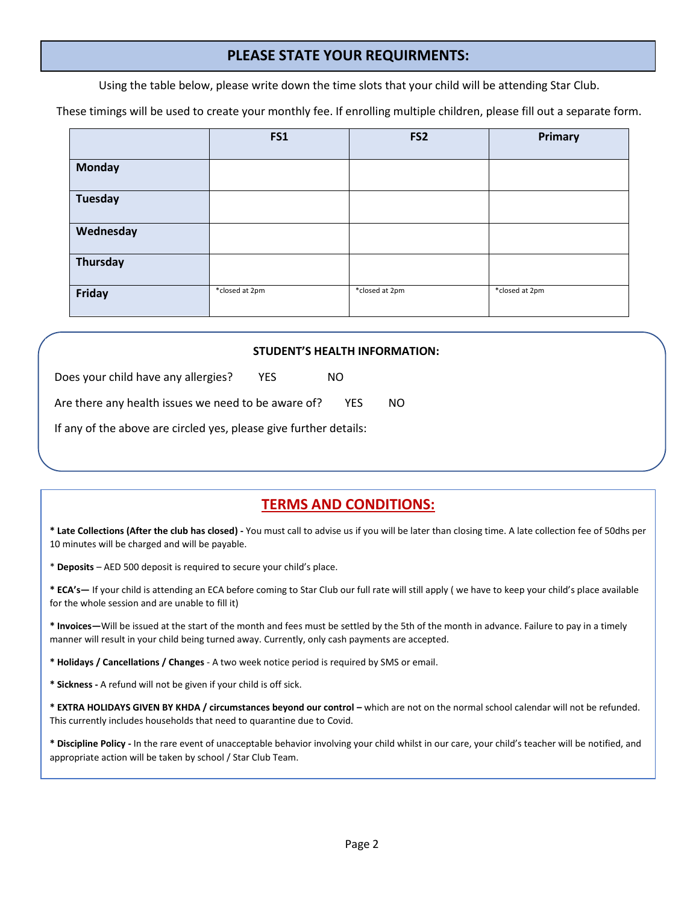## PLEASE STATE YOUR REQUIRMENTS:

Using the table below, please write down the time slots that your child will be attending Star Club.

These timings will be used to create your monthly fee. If enrolling multiple children, please fill out a separate form.

| | FS1 | FS2 | Primary |
|---|---|---|---|
| **Monday** | | | |
| **Tuesday** | | | |
| **Wednesday** | | | |
| **Thursday** | | | |
| **Friday** | *closed at 2pm | *closed at 2pm | *closed at 2pm |

**STUDENT'S HEALTH INFORMATION:**

Does your child have any allergies? YES NO

Are there any health issues we need to be aware of? YES NO

If any of the above are circled yes, please give further details:

## TERMS AND CONDITIONS:

**\* Late Collections (After the club has closed) -** You must call to advise us if you will be later than closing time. A late collection fee of 50dhs per 10 minutes will be charged and will be payable.

\* **Deposits** – AED 500 deposit is required to secure your child's place.

**\* ECA's—** If your child is attending an ECA before coming to Star Club our full rate will still apply ( we have to keep your child's place available for the whole session and are unable to fill it)

**\* Invoices—**Will be issued at the start of the month and fees must be settled by the 5th of the month in advance. Failure to pay in a timely manner will result in your child being turned away. Currently, only cash payments are accepted.

**\* Holidays / Cancellations / Changes** - A two week notice period is required by SMS or email.

**\* Sickness -** A refund will not be given if your child is off sick.

**\* EXTRA HOLIDAYS GIVEN BY KHDA / circumstances beyond our control –** which are not on the normal school calendar will not be refunded. This currently includes households that need to quarantine due to Covid.

**\* Discipline Policy -** In the rare event of unacceptable behavior involving your child whilst in our care, your child's teacher will be notified, and appropriate action will be taken by school / Star Club Team.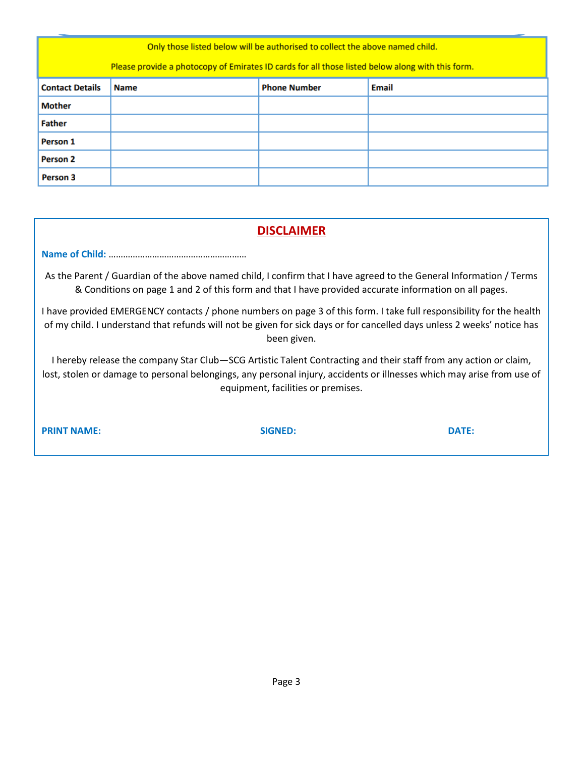Only those listed below will be authorised to collect the above named child.

Please provide a photocopy of Emirates ID cards for all those listed below along with this form.

| **Contact Details** | **Name** | **Phone Number** | **Email** |
|---|---|---|---|
| **Mother** | | | |
| **Father** | | | |
| **Person 1** | | | |
| **Person 2** | | | |
| **Person 3** | | | |

## DISCLAIMER

**Name of Child:** …………………………………………………

As the Parent / Guardian of the above named child, I confirm that I have agreed to the General Information / Terms & Conditions on page 1 and 2 of this form and that I have provided accurate information on all pages.

I have provided EMERGENCY contacts / phone numbers on page 3 of this form. I take full responsibility for the health of my child. I understand that refunds will not be given for sick days or for cancelled days unless 2 weeks' notice has been given.

I hereby release the company Star Club—SCG Artistic Talent Contracting and their staff from any action or claim, lost, stolen or damage to personal belongings, any personal injury, accidents or illnesses which may arise from use of equipment, facilities or premises.

**PRINT NAME:** **SIGNED:** **DATE:**